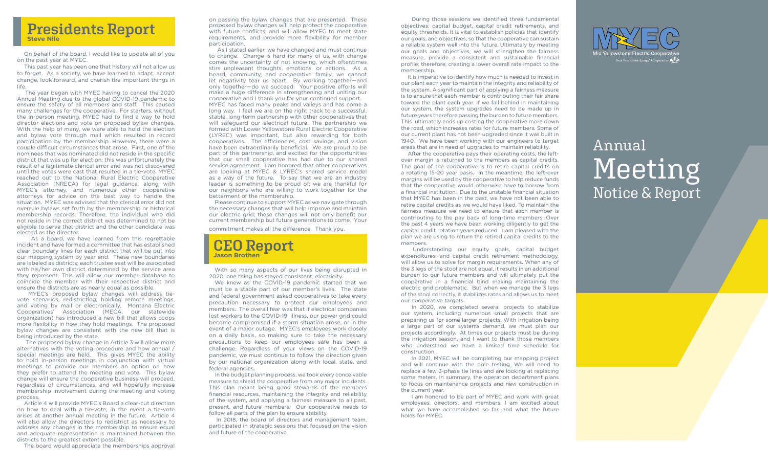# Presidents Report

**Steve Nile**

On behalf of the board, I would like to update all of you on the past year at MYEC.

This past year has been one that history will not allow us to forget. As a society, we have learned to adapt, accept change, look forward, and cherish the important things in life.

The year began with MYEC having to cancel the 2020 Annual Meeting due to the global COVID-19 pandemic to ensure the safety of all members and staff. This caused many challenges for the cooperative. For starters, without the in-person meeting, MYEC had to find a way to hold director elections and vote on proposed bylaw changes. With the help of many, we were able to hold the election and bylaw vote through mail which resulted in record participation by the membership. However, there were a couple difficult circumstances that arose. First, one of the nominees that was nominated did not reside in the specific district that was up for election; this was unfortunately the result of a legitimate clerical error and was not discovered until the votes were cast that resulted in a tie-vote. MYEC reached out to the National Rural Electric Cooperative Association (NRECA) for legal guidance, along with MYEC's attorney, and numerous other cooperative attorneys for advice on the best way to handle the situation. MYEC was advised that the clerical error did not overrule bylaws set forth by the membership or historical membership records. Therefore, the individual who did not reside in the correct district was determined to not be eligible to serve that district and the other candidate was elected as the director.

As a board, we have learned from this regrettable incident and have formed a committee that has established clear boundary lines for each district that will be put into our mapping system by year end. These new boundaries are labeled as districts; each trustee seat will be associated with his/her own district determined by the service area they represent. This will allow our member database to coincide the member with their respective district and ensure the districts are as nearly equal as possible.

MYEC's proposed bylaw changes will address tie-vote scenarios, redistricting, holding remote meetings, and voting by mail or electronically. Montana Electric Cooperatives' Association (MECA, our statewide organization) has introduced a new bill that allows coops more flexibility in how they hold meetings. The proposed bylaw changes are consistent with the new bill that is being introduced by the state.

The proposed bylaw change in Article 3 will allow more alternatives with the voting procedure and how annual / special meetings are held. This gives MYEC the ability to hold in-person meetings in conjunction with virtual meetings to provide our members an option on how they prefer to attend the meeting and vote. This bylaw change will ensure the cooperative business will proceed, regardless of circumstances, and will hopefully increase membership involvement during the meeting and voting process.

Article 4 will provide MYEC's Board a clear-cut direction on how to deal with a tie-vote, in the event a tie-vote arises at another annual meeting in the future. Article 4 will also allow the directors to redistrict as necessary to address any changes in the membership to ensure equal and adequate representation is maintained between the districts to the greatest extent possible.

The board would appreciate the memberships approval on passing the bylaw changes that are presented. These proposed bylaw changes will help protect the cooperative with future conflicts, and will allow MYEC to meet state requirements, and provide more flexibility for member participation.

As I stated earlier, we have changed and must continue to change. Change is hard for many of us, with change comes the uncertainty of not knowing, which oftentimes stirs unpleasant thoughts, emotions, or actions. As a board, community, and cooperative family, we cannot let negativity tear us apart. By working together—and only together—do we succeed. Your positive efforts will make a huge difference in strengthening and uniting our cooperative and I thank you for your continued support.

MYEC has faced many peaks and valleys and has come a long way. I feel we are on the right track to a successful, stable, long-term partnership with other cooperatives that will safeguard our electrical future. The partnership we formed with Lower Yellowstone Rural Electric Cooperative (LYREC) was important, but also rewarding for both cooperatives. The efficiencies, cost savings, and vision have been extraordinarily beneficial. We are proud to be part of this partnership, and excited for the opportunities that our small cooperative has had due to our shared service agreement. I am honored that other cooperatives are looking at MYEC & LYREC's shared service model as a way of the future. To say that we are an industry leader is something to be proud of; we are thankful for our neighbors who are willing to work together for the betterment of the membership.

Please continue to support MYEC as we navigate through the necessary changes that will help improve and maintain our electric grid; these changes will not only benefit our current membership but future generations to come. Your commitment makes all the difference. Thank you.

# CEO Report

**Jason Brothen**

With so many aspects of our lives being disrupted in 2020, one thing has stayed consistent, electricity.

We knew as the COVID-19 pandemic started that we must be a stable part of our member's lives. The state and federal government asked cooperatives to take every precaution necessary to protect our employees and members. The overall fear was that if electrical companies lost workers to the COVID-19 illness, our power grid could become compromised if a storm situation arose, or in the event of a major outage. MYEC's employees work closely on a daily basis, so making sure to take the necessary precautions to keep our employees safe has been a challenge. Regardless of your views on the COVID-19 pandemic, we must continue to follow the direction given by our national organization along with local, state, and federal agencies.

In the budget planning process, we took every conceivable measure to shield the cooperative from any major incidents. This plan meant being good stewards of the members financial resources, maintaining the integrity and reliability of the system, and applying a fairness measure to all past, present, and future members. Our cooperative needs to follow all parts of the plan to ensure stability.

In 2018, the board of directors and management team, participated in strategic sessions that focused on the vision and future of the cooperative.

During those sessions we identified three fundamental objectives: capital budget, capital credit retirements, and equity thresholds. It is vital to establish policies that identify our goals, and objectives, so that the cooperative can sustain a reliable system well into the future. Ultimately by meeting our goals and objectives, we will strengthen the fairness measure, provide a consistent and sustainable financial profile; therefore, creating a lower overall rate impact to the membership.

It is imperative to identify how much is needed to invest in our plant each year to maintain the integrity and reliability of the system. A significant part of applying a fairness measure is to ensure that each member is contributing their fair share toward the plant each year. If we fall behind in maintaining our system, the system upgrades need to be made up in future years therefore passing the burden to future members. This ultimately ends up costing the cooperative more down the road, which increases rates for future members. Some of our current plant has not been upgraded since it was built in 1940. We have been working with our engineers to target areas that are in need of upgrades to maintain reliability.

After the cooperative pays their operating costs, the left-over margin is returned to the members as capital credits. The goal of the cooperative is to retire capital credits on a rotating 15-20 year basis. In the meantime, the left-over margins will be used by the cooperative to help reduce funds that the cooperative would otherwise have to borrow from a financial institution. Due to the unstable financial situation that MYEC has been in the past, we have not been able to retire capital credits as we would have liked. To maintain the fairness measure we need to ensure that each member is contributing to the pay back of long-time members. Over the past 4 years we have been working diligently to get the capital credit rotation years reduced. I am pleased with the plan we are using to return the retired capital credits to the members.

Understanding our equity goals, capital budget expenditures, and capital credit retirement methodology, will allow us to solve for margin requirements. When any of the 3 legs of the stool are not equal, it results in an additional burden to our future members and will ultimately put the cooperative in a financial bind making maintaining the electric grid problematic. But when we manage the 3 legs of the stool correctly, it stabilizes rates and allows us to meet our cooperative targets.

In 2020, we completed several projects to stabilize our system, including numerous small projects that are preparing us for some larger projects. With irrigation being a large part of our systems demand, we must plan our projects accordingly. At times our projects must be during the irrigation season, and I want to thank those members who understand we have a limited time schedule for construction.

In 2021, MYEC will be completing our mapping project and will continue with the pole testing. We will need to replace a few 3-phase tie lines and are looking at replacing some meters. In summary, the operation department plans to focus on maintenance projects and new construction in the current year.

I am honored to be part of MYEC and work with great employees, directors, and members. I am excited about what we have accomplished so far, and what the future holds for MYEC.

MYEC
Mid-Yellowstone Electric Cooperative
Your Touchstone Energy® Cooperative

# Annual Meeting Notice & Report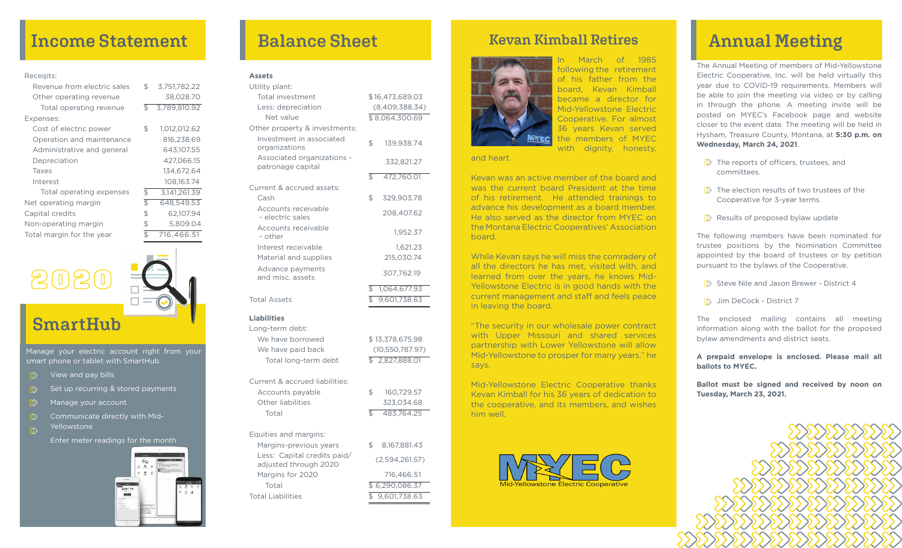## Income Statement

| | | |
|---|---|---|
| Receipts: | | |
| Revenue from electric sales | $ | 3,751,782.22 |
| Other operating revenue | | 38,028.70 |
| Total operating revenue | $ | 3,789,810.92 |
| Expenses: | | |
| Cost of electric power | $ | 1,012,012.62 |
| Operation and maintenance | | 816,238.69 |
| Administrative and general | | 643,107.55 |
| Depreciation | | 427,066.15 |
| Taxes | | 134,672.64 |
| Interest | | 108,163.74 |
| Total operating expenses | $ | 3,141,261.39 |
| Net operating margin | $ | 648,549.53 |
| Capital credits | $ | 62,107.94 |
| Non-operating margin | $ | 5,809.04 |
| Total margin for the year | $ | 716,466.51 |

## 2020 SmartHub

Manage your electric account right from your smart phone or tablet with SmartHub.

- View and pay bills
- Set up recurring & stored payments
- Manage your account
- Communicate directly with Mid-Yellowstone
- Enter meter readings for the month

## Balance Sheet

| | |
|---|---|
| **Assets** | |
| Utility plant: | |
| Total investment | $16,473,689.03 |
| Less: depreciation | (8,409,388.34) |
| Net value | $ 8,064,300.69 |
| Other property & investments: | |
| Investment in associated organizations | $ 139,938.74 |
| Associated organizations - patronage capital | 332,821.27 |
| | $ 472,760.01 |
| Current & accrued assets: | |
| Cash | $ 329,903.78 |
| Accounts receivable - electric sales | 208,407.62 |
| Accounts receivable - other | 1,952.37 |
| Interest receivable | 1,621.23 |
| Material and supplies | 215,030.74 |
| Advance payments and misc. assets | 307,762.19 |
| | $ 1,064,677.93 |
| Total Assets | $ 9,601,738.63 |
| **Liabilities** | |
| Long-term debt: | |
| We have borrowed | $ 13,378,675.98 |
| We have paid back | (10,550,787.97) |
| Total long-term debt | $ 2,827,888.01 |
| Current & accrued liabilities: | |
| Accounts payable | $ 160,729.57 |
| Other liabilities | 323,034.68 |
| Total | $ 483,764.25 |
| Equities and margins: | |
| Margins-previous years | $ 8,167,881.43 |
| Less: Capital credits paid/ adjusted through 2020 | (2,594,261.57) |
| Margins for 2020 | 716,466.51 |
| Total | $ 6,290,086.37 |
| Total Liabilities | $ 9,601,738.63 |

## Kevan Kimball Retires

In March of 1985 following the retirement of his father from the board, Kevan Kimball became a director for Mid-Yellowstone Electric Cooperative. For almost 36 years Kevan served the members of MYEC with dignity, honesty, and heart.

Kevan was an active member of the board and was the current board President at the time of his retirement. He attended trainings to advance his development as a board member. He also served as the director from MYEC on the Montana Electric Cooperatives' Association board.

While Kevan says he will miss the comradery of all the directors he has met, visited with, and learned from over the years, he knows Mid-Yellowstone Electric is in good hands with the current management and staff and feels peace in leaving the board.

"The security in our wholesale power contract with Upper Missouri and shared services partnership with Lower Yellowstone will allow Mid-Yellowstone to prosper for many years." he says.

Mid-Yellowstone Electric Cooperative thanks Kevan Kimball for his 36 years of dedication to the cooperative, and its members, and wishes him well.

MYEC Mid-Yellowstone Electric Cooperative

## Annual Meeting

The Annual Meeting of members of Mid-Yellowstone Electric Cooperative, Inc. will be held virtually this year due to COVID-19 requirements. Members will be able to join the meeting via video or by calling in through the phone. A meeting invite will be posted on MYEC's Facebook page and website closer to the event date. The meeting will be held in Hysham, Treasure County, Montana, at **5:30 p.m. on Wednesday, March 24, 2021**.

- The reports of officers, trustees, and committees.
- The election results of two trustees of the Cooperative for 3-year terms.
- Results of proposed bylaw update

The following members have been nominated for trustee positions by the Nomination Committee appointed by the board of trustees or by petition pursuant to the bylaws of the Cooperative.

- Steve Nile and Jason Brewer - District 4
- Jim DeCock - District 7

The enclosed mailing contains all meeting information along with the ballot for the proposed bylaw amendments and district seats.

**A prepaid envelope is enclosed. Please mail all ballots to MYEC.**

**Ballot must be signed and received by noon on Tuesday, March 23, 2021.**